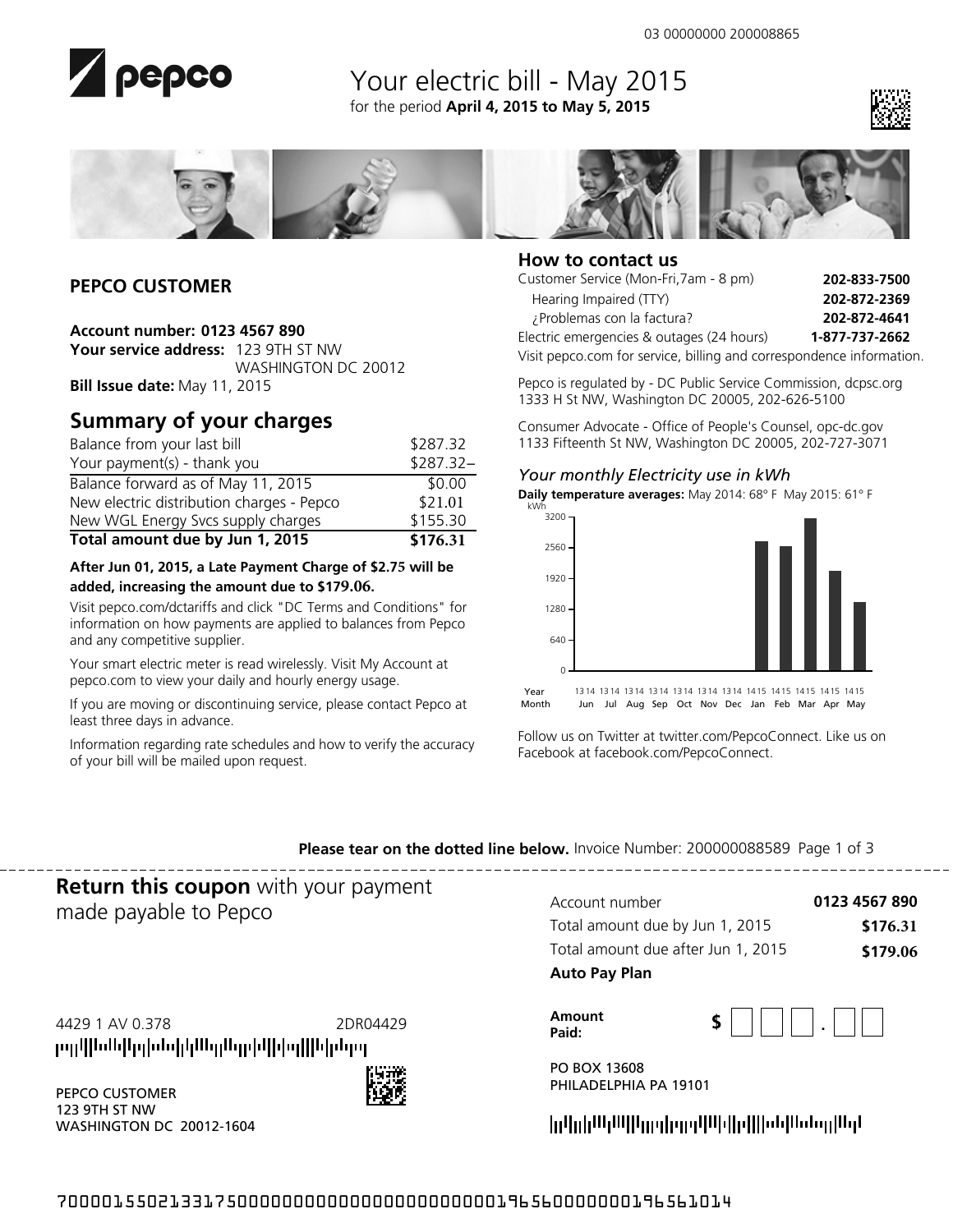03 00000000 200008865

# pepco

## Your electric bill - May 2015

for the period **April 4, 2015 to May 5, 2015**

**PEPCO CUSTOMER**

**Account number: 0123 4567 890**
**Your service address:** 123 9TH ST NW
WASHINGTON DC 20012
**Bill Issue date:** May 11, 2015

## Summary of your charges

| | |
|---|---|
| Balance from your last bill | $287.32 |
| Your payment(s) - thank you | $287.32– |
| Balance forward as of May 11, 2015 | $0.00 |
| New electric distribution charges - Pepco | $21.01 |
| New WGL Energy Svcs supply charges | $155.30 |
| **Total amount due by Jun 1, 2015** | **$176.31** |

**After Jun 01, 2015, a Late Payment Charge of $2.75 will be added, increasing the amount due to $179.06.**

Visit pepco.com/dctariffs and click "DC Terms and Conditions" for information on how payments are applied to balances from Pepco and any competitive supplier.

Your smart electric meter is read wirelessly. Visit My Account at pepco.com to view your daily and hourly energy usage.

If you are moving or discontinuing service, please contact Pepco at least three days in advance.

Information regarding rate schedules and how to verify the accuracy of your bill will be mailed upon request.

## How to contact us

| | |
|---|---|
| Customer Service (Mon-Fri,7am - 8 pm) | **202-833-7500** |
| Hearing Impaired (TTY) | **202-872-2369** |
| ¿Problemas con la factura? | **202-872-4641** |
| Electric emergencies & outages (24 hours) | **1-877-737-2662** |

Visit pepco.com for service, billing and correspondence information.

Pepco is regulated by - DC Public Service Commission, dcpsc.org
1333 H St NW, Washington DC 20005, 202-626-5100

Consumer Advocate - Office of People's Counsel, opc-dc.gov
1133 Fifteenth St NW, Washington DC 20005, 202-727-3071

### *Your monthly Electricity use in kWh*

**Daily temperature averages:** May 2014: 68° F May 2015: 61° F

Follow us on Twitter at twitter.com/PepcoConnect. Like us on Facebook at facebook.com/PepcoConnect.

**Please tear on the dotted line below.** Invoice Number: 200000088589

---

**Return this coupon** with your payment made payable to Pepco

| | |
|---|---|
| Account number | **0123 4567 890** |
| Total amount due by Jun 1, 2015 | **$176.31** |
| Total amount due after Jun 1, 2015 | **$179.06** |

**Auto Pay Plan**

**Amount Paid:** $ ___ . __

4429 1 AV 0.378 2DR04429

PEPCO CUSTOMER
123 9TH ST NW
WASHINGTON DC 20012-1604

PO BOX 13608
PHILADELPHIA PA 19101

7000015502133175000000000000000000000000019656000000019656101​4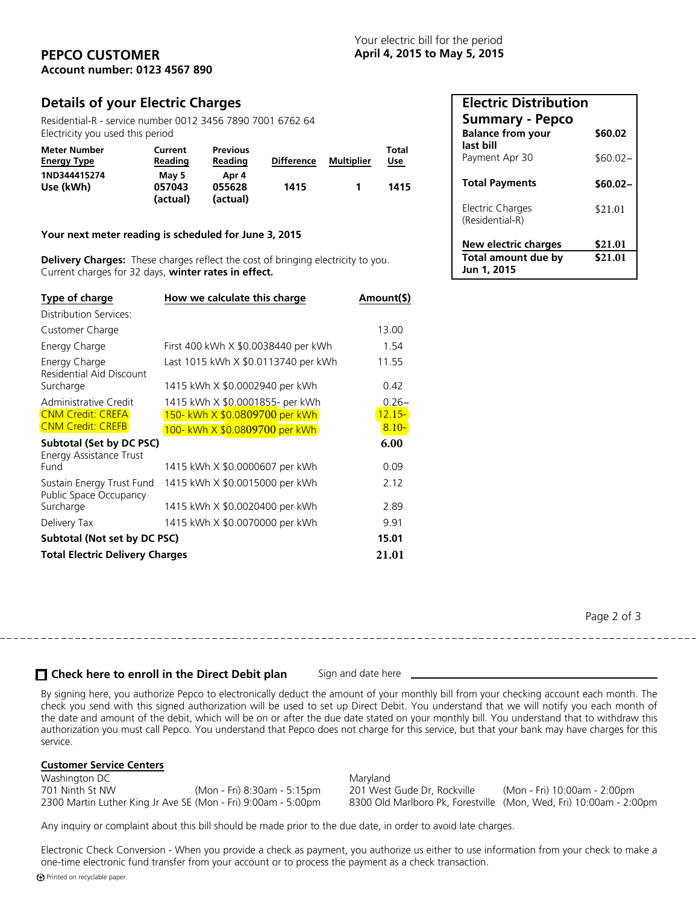**PEPCO CUSTOMER**
**Account number: 0123 4567 890**

Your electric bill for the period
**April 4, 2015 to May 5, 2015**

## Details of your Electric Charges

Residential-R - service number 0012 3456 7890 7001 6762 64
Electricity you used this period

| Meter Number / Energy Type | Current Reading | Previous Reading | Difference | Multiplier | Total Use |
|---|---|---|---|---|---|
| 1ND344415274 Use (kWh) | May 5 057043 (actual) | Apr 4 055628 (actual) | 1415 | 1 | 1415 |

**Your next meter reading is scheduled for June 3, 2015**

**Delivery Charges:** These charges reflect the cost of bringing electricity to you. Current charges for 32 days, **winter rates in effect.**

| Type of charge | How we calculate this charge | Amount($) |
|---|---|---|
| Distribution Services: | | |
| Customer Charge | | 13.00 |
| Energy Charge | First 400 kWh X $0.0038440 per kWh | 1.54 |
| Energy Charge | Last 1015 kWh X $0.0113740 per kWh | 11.55 |
| Residential Aid Discount Surcharge | 1415 kWh X $0.0002940 per kWh | 0.42 |
| Administrative Credit | 1415 kWh X $0.0001855- per kWh | 0.26– |
| CNM Credit: CREFA | 150- kWh X $0.0809700 per kWh | 12.15- |
| CNM Credit: CREFB | 100- kWh X $0.0809700 per kWh | 8.10- |
| **Subtotal (Set by DC PSC)** | | **6.00** |
| Energy Assistance Trust Fund | 1415 kWh X $0.0000607 per kWh | 0.09 |
| Sustain Energy Trust Fund | 1415 kWh X $0.0015000 per kWh | 2.12 |
| Public Space Occupancy Surcharge | 1415 kWh X $0.0020400 per kWh | 2.89 |
| Delivery Tax | 1415 kWh X $0.0070000 per kWh | 9.91 |
| **Subtotal (Not set by DC PSC)** | | **15.01** |
| **Total Electric Delivery Charges** | | **21.01** |

### Electric Distribution Summary - Pepco

| | |
|---|---|
| **Balance from your last bill** | **$60.02** |
| Payment Apr 30 | $60.02– |
| **Total Payments** | **$60.02–** |
| Electric Charges (Residential-R) | $21.01 |
| **New electric charges** | **$21.01** |
| **Total amount due by Jun 1, 2015** | **$21.01** |

---

☐ **Check here to enroll in the Direct Debit plan** Sign and date here ______________________

By signing here, you authorize Pepco to electronically deduct the amount of your monthly bill from your checking account each month. The check you send with this signed authorization will be used to set up Direct Debit. You understand that we will notify you each month of the date and amount of the debit, which will be on or after the due date stated on your monthly bill. You understand that to withdraw this authorization you must call Pepco. You understand that Pepco does not charge for this service, but that your bank may have charges for this service.

**Customer Service Centers**

| Washington DC | | Maryland | |
|---|---|---|---|
| 701 Ninth St NW | (Mon - Fri) 8:30am - 5:15pm | 201 West Gude Dr, Rockville | (Mon - Fri) 10:00am - 2:00pm |
| 2300 Martin Luther King Jr Ave SE | (Mon - Fri) 9:00am - 5:00pm | 8300 Old Marlboro Pk, Forestville | (Mon, Wed, Fri) 10:00am - 2:00pm |

Any inquiry or complaint about this bill should be made prior to the due date, in order to avoid late charges.

Electronic Check Conversion - When you provide a check as payment, you authorize us either to use information from your check to make a one-time electronic fund transfer from your account or to process the payment as a check transaction.

Printed on recyclable paper.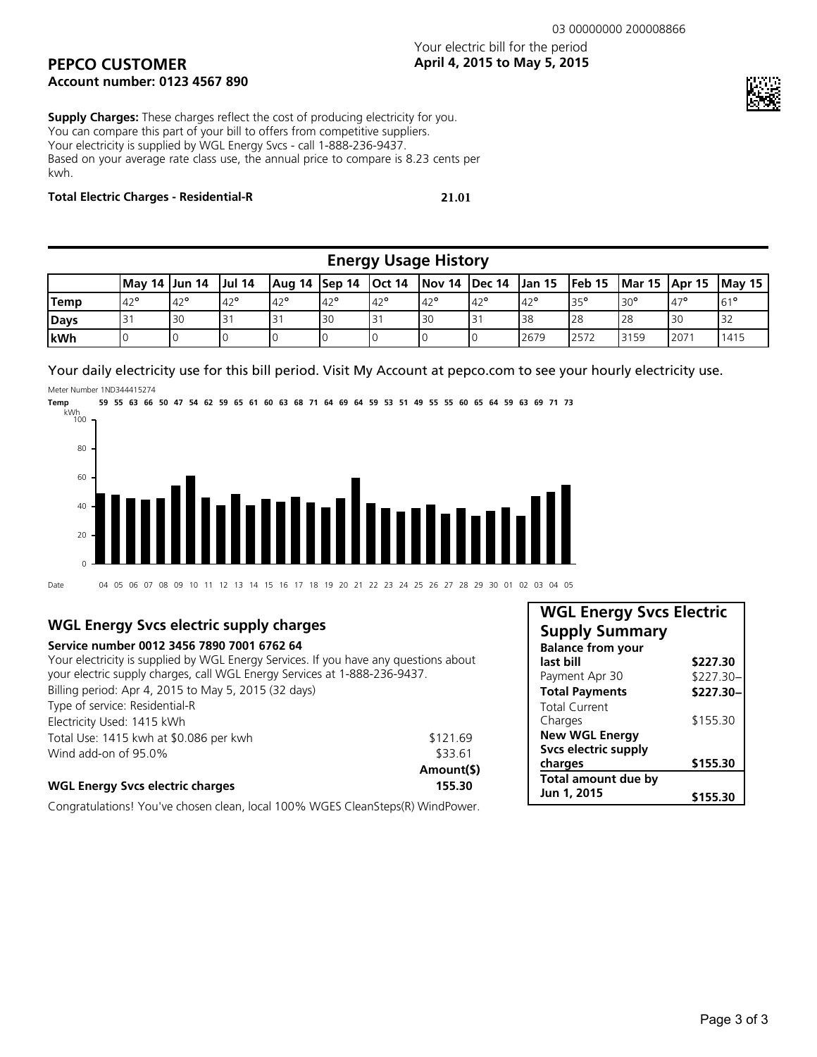03 00000000 200008866

**PEPCO CUSTOMER**
**Account number: 0123 4567 890**

Your electric bill for the period
**April 4, 2015 to May 5, 2015**

**Supply Charges:** These charges reflect the cost of producing electricity for you. You can compare this part of your bill to offers from competitive suppliers. Your electricity is supplied by WGL Energy Svcs - call 1-888-236-9437. Based on your average rate class use, the annual price to compare is 8.23 cents per kwh.

**Total Electric Charges - Residential-R** **21.01**

## Energy Usage History

| | May 14 | Jun 14 | Jul 14 | Aug 14 | Sep 14 | Oct 14 | Nov 14 | Dec 14 | Jan 15 | Feb 15 | Mar 15 | Apr 15 | May 15 |
|---|---|---|---|---|---|---|---|---|---|---|---|---|---|
| **Temp** | 42° | 42° | 42° | 42° | 42° | 42° | 42° | 42° | 42° | 35° | 30° | 47° | 61° |
| **Days** | 31 | 30 | 31 | 31 | 30 | 31 | 30 | 31 | 38 | 28 | 28 | 30 | 32 |
| **kWh** | 0 | 0 | 0 | 0 | 0 | 0 | 0 | 0 | 2679 | 2572 | 3159 | 2071 | 1415 |

Your daily electricity use for this bill period. Visit My Account at pepco.com to see your hourly electricity use.

Meter Number 1ND344415274

Temp 59 55 63 66 50 47 54 62 59 65 61 60 63 68 71 64 69 64 59 53 51 49 55 55 60 65 64 59 63 69 71 73

kWh 100 80 60 40 20 0

Date 04 05 06 07 08 09 10 11 12 13 14 15 16 17 18 19 20 21 22 23 24 25 26 27 28 29 30 01 02 03 04 05

## WGL Energy Svcs electric supply charges

**Service number 0012 3456 7890 7001 6762 64**

Your electricity is supplied by WGL Energy Services. If you have any questions about your electric supply charges, call WGL Energy Services at 1-888-236-9437.

Billing period: Apr 4, 2015 to May 5, 2015 (32 days)

Type of service: Residential-R

Electricity Used: 1415 kWh

| | |
|---|---|
| Total Use: 1415 kwh at $0.086 per kwh | $121.69 |
| Wind add-on of 95.0% | $33.61 |
| | **Amount($)** |
| **WGL Energy Svcs electric charges** | **155.30** |

Congratulations! You've chosen clean, local 100% WGES CleanSteps(R) WindPower.

## WGL Energy Svcs Electric Supply Summary

| | |
|---|---|
| **Balance from your last bill** | **$227.30** |
| Payment Apr 30 | $227.30– |
| **Total Payments** | **$227.30–** |
| Total Current Charges | $155.30 |
| **New WGL Energy Svcs electric supply charges** | **$155.30** |
| **Total amount due by Jun 1, 2015** | **$155.30** |